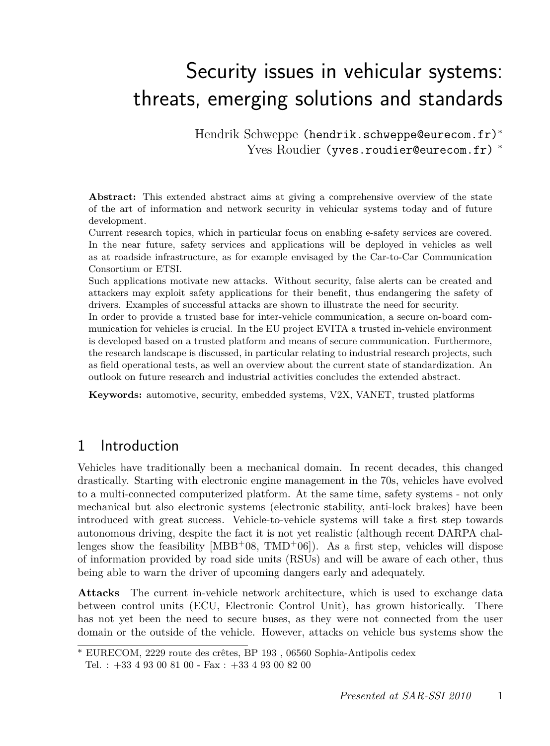# Security issues in vehicular systems: threats, emerging solutions and standards

Hendrik Schweppe (hendrik.schweppe@eurecom.fr)*
Yves Roudier (yves.roudier@eurecom.fr) *

**Abstract:** This extended abstract aims at giving a comprehensive overview of the state of the art of information and network security in vehicular systems today and of future development.
Current research topics, which in particular focus on enabling e-safety services are covered. In the near future, safety services and applications will be deployed in vehicles as well as at roadside infrastructure, as for example envisaged by the Car-to-Car Communication Consortium or ETSI.
Such applications motivate new attacks. Without security, false alerts can be created and attackers may exploit safety applications for their benefit, thus endangering the safety of drivers. Examples of successful attacks are shown to illustrate the need for security.
In order to provide a trusted base for inter-vehicle communication, a secure on-board communication for vehicles is crucial. In the EU project EVITA a trusted in-vehicle environment is developed based on a trusted platform and means of secure communication. Furthermore, the research landscape is discussed, in particular relating to industrial research projects, such as field operational tests, as well an overview about the current state of standardization. An outlook on future research and industrial activities concludes the extended abstract.

**Keywords:** automotive, security, embedded systems, V2X, VANET, trusted platforms

## 1 Introduction

Vehicles have traditionally been a mechanical domain. In recent decades, this changed drastically. Starting with electronic engine management in the 70s, vehicles have evolved to a multi-connected computerized platform. At the same time, safety systems - not only mechanical but also electronic systems (electronic stability, anti-lock brakes) have been introduced with great success. Vehicle-to-vehicle systems will take a first step towards autonomous driving, despite the fact it is not yet realistic (although recent DARPA challenges show the feasibility [MBB+08, TMD+06]). As a first step, vehicles will dispose of information provided by road side units (RSUs) and will be aware of each other, thus being able to warn the driver of upcoming dangers early and adequately.

**Attacks** The current in-vehicle network architecture, which is used to exchange data between control units (ECU, Electronic Control Unit), has grown historically. There has not yet been the need to secure buses, as they were not connected from the user domain or the outside of the vehicle. However, attacks on vehicle bus systems show the

* EURECOM, 2229 route des crêtes, BP 193 , 06560 Sophia-Antipolis cedex
Tel. : +33 4 93 00 81 00 - Fax : +33 4 93 00 82 00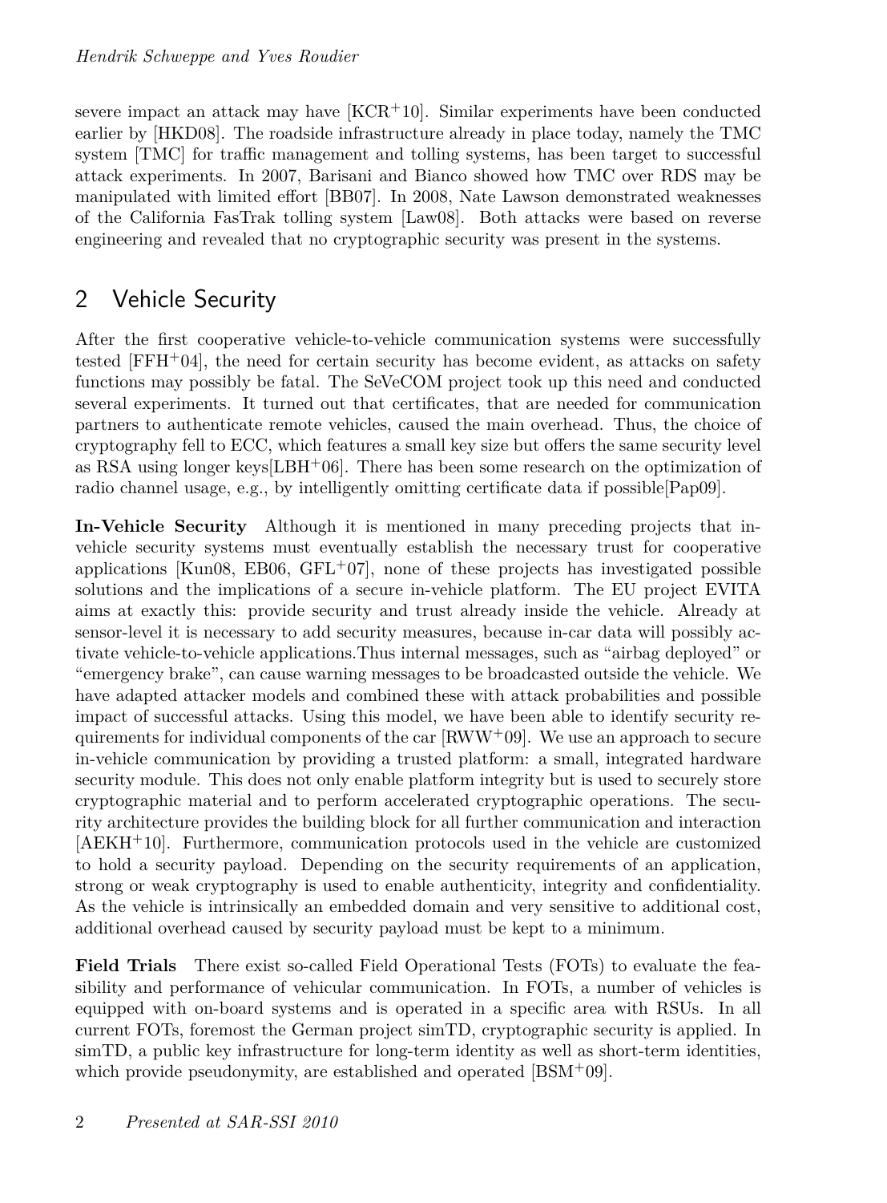severe impact an attack may have [KCR+10]. Similar experiments have been conducted earlier by [HKD08]. The roadside infrastructure already in place today, namely the TMC system [TMC] for traffic management and tolling systems, has been target to successful attack experiments. In 2007, Barisani and Bianco showed how TMC over RDS may be manipulated with limited effort [BB07]. In 2008, Nate Lawson demonstrated weaknesses of the California FasTrak tolling system [Law08]. Both attacks were based on reverse engineering and revealed that no cryptographic security was present in the systems.

## 2 Vehicle Security

After the first cooperative vehicle-to-vehicle communication systems were successfully tested [FFH+04], the need for certain security has become evident, as attacks on safety functions may possibly be fatal. The SeVeCOM project took up this need and conducted several experiments. It turned out that certificates, that are needed for communication partners to authenticate remote vehicles, caused the main overhead. Thus, the choice of cryptography fell to ECC, which features a small key size but offers the same security level as RSA using longer keys[LBH+06]. There has been some research on the optimization of radio channel usage, e.g., by intelligently omitting certificate data if possible[Pap09].

**In-Vehicle Security** Although it is mentioned in many preceding projects that in-vehicle security systems must eventually establish the necessary trust for cooperative applications [Kun08, EB06, GFL+07], none of these projects has investigated possible solutions and the implications of a secure in-vehicle platform. The EU project EVITA aims at exactly this: provide security and trust already inside the vehicle. Already at sensor-level it is necessary to add security measures, because in-car data will possibly activate vehicle-to-vehicle applications.Thus internal messages, such as "airbag deployed" or "emergency brake", can cause warning messages to be broadcasted outside the vehicle. We have adapted attacker models and combined these with attack probabilities and possible impact of successful attacks. Using this model, we have been able to identify security requirements for individual components of the car [RWW+09]. We use an approach to secure in-vehicle communication by providing a trusted platform: a small, integrated hardware security module. This does not only enable platform integrity but is used to securely store cryptographic material and to perform accelerated cryptographic operations. The security architecture provides the building block for all further communication and interaction [AEKH+10]. Furthermore, communication protocols used in the vehicle are customized to hold a security payload. Depending on the security requirements of an application, strong or weak cryptography is used to enable authenticity, integrity and confidentiality. As the vehicle is intrinsically an embedded domain and very sensitive to additional cost, additional overhead caused by security payload must be kept to a minimum.

**Field Trials** There exist so-called Field Operational Tests (FOTs) to evaluate the feasibility and performance of vehicular communication. In FOTs, a number of vehicles is equipped with on-board systems and is operated in a specific area with RSUs. In all current FOTs, foremost the German project simTD, cryptographic security is applied. In simTD, a public key infrastructure for long-term identity as well as short-term identities, which provide pseudonymity, are established and operated [BSM+09].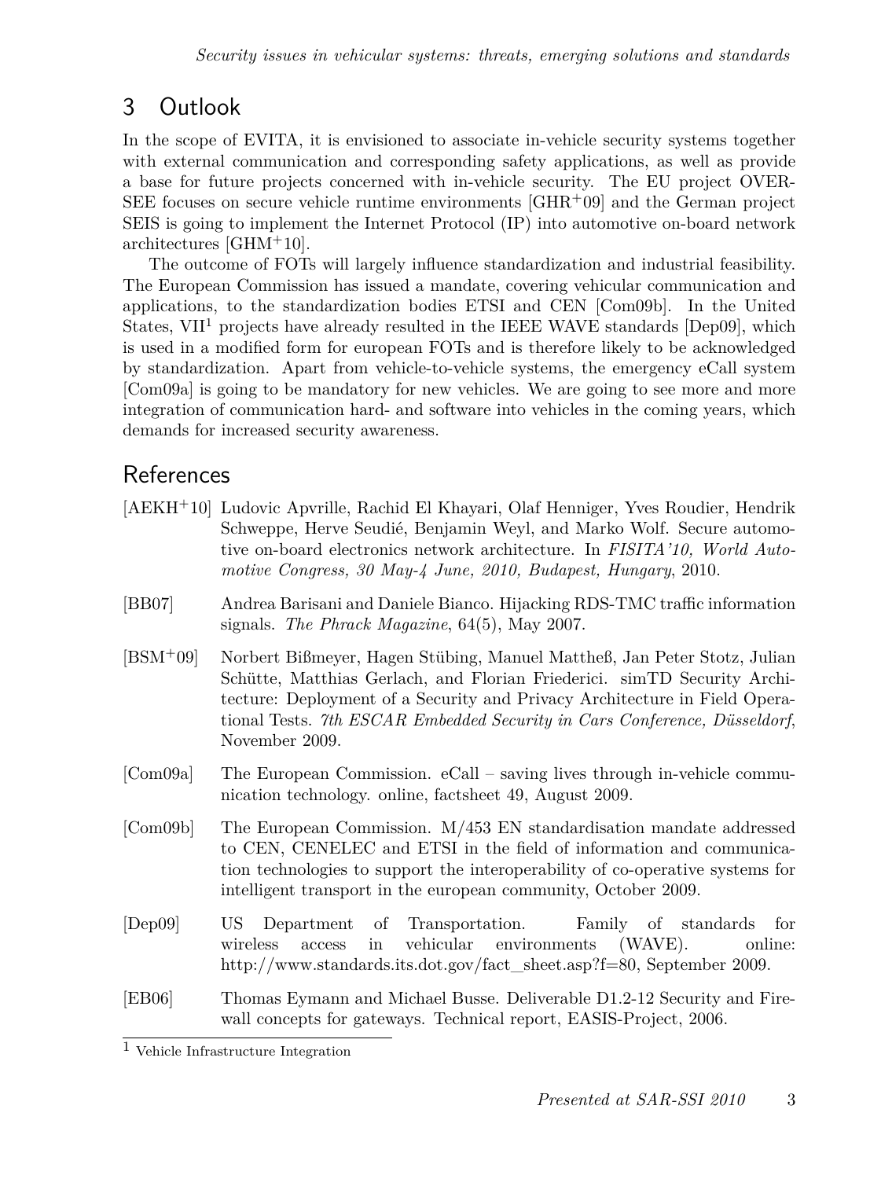## 3 Outlook

In the scope of EVITA, it is envisioned to associate in-vehicle security systems together with external communication and corresponding safety applications, as well as provide a base for future projects concerned with in-vehicle security. The EU project OVERSEE focuses on secure vehicle runtime environments [GHR+09] and the German project SEIS is going to implement the Internet Protocol (IP) into automotive on-board network architectures [GHM+10].

The outcome of FOTs will largely influence standardization and industrial feasibility. The European Commission has issued a mandate, covering vehicular communication and applications, to the standardization bodies ETSI and CEN [Com09b]. In the United States, VII[1] projects have already resulted in the IEEE WAVE standards [Dep09], which is used in a modified form for european FOTs and is therefore likely to be acknowledged by standardization. Apart from vehicle-to-vehicle systems, the emergency eCall system [Com09a] is going to be mandatory for new vehicles. We are going to see more and more integration of communication hard- and software into vehicles in the coming years, which demands for increased security awareness.

## References

[AEKH+10] Ludovic Apvrille, Rachid El Khayari, Olaf Henniger, Yves Roudier, Hendrik Schweppe, Herve Seudié, Benjamin Weyl, and Marko Wolf. Secure automotive on-board electronics network architecture. In *FISITA'10, World Automotive Congress, 30 May-4 June, 2010, Budapest, Hungary*, 2010.

[BB07] Andrea Barisani and Daniele Bianco. Hijacking RDS-TMC traffic information signals. *The Phrack Magazine*, 64(5), May 2007.

[BSM+09] Norbert Bißmeyer, Hagen Stübing, Manuel Mattheß, Jan Peter Stotz, Julian Schütte, Matthias Gerlach, and Florian Friederici. simTD Security Architecture: Deployment of a Security and Privacy Architecture in Field Operational Tests. *7th ESCAR Embedded Security in Cars Conference, Düsseldorf*, November 2009.

[Com09a] The European Commission. eCall – saving lives through in-vehicle communication technology. online, factsheet 49, August 2009.

[Com09b] The European Commission. M/453 EN standardisation mandate addressed to CEN, CENELEC and ETSI in the field of information and communication technologies to support the interoperability of co-operative systems for intelligent transport in the european community, October 2009.

[Dep09] US Department of Transportation. Family of standards for wireless access in vehicular environments (WAVE). online: http://www.standards.its.dot.gov/fact_sheet.asp?f=80, September 2009.

[EB06] Thomas Eymann and Michael Busse. Deliverable D1.2-12 Security and Firewall concepts for gateways. Technical report, EASIS-Project, 2006.

[1] Vehicle Infrastructure Integration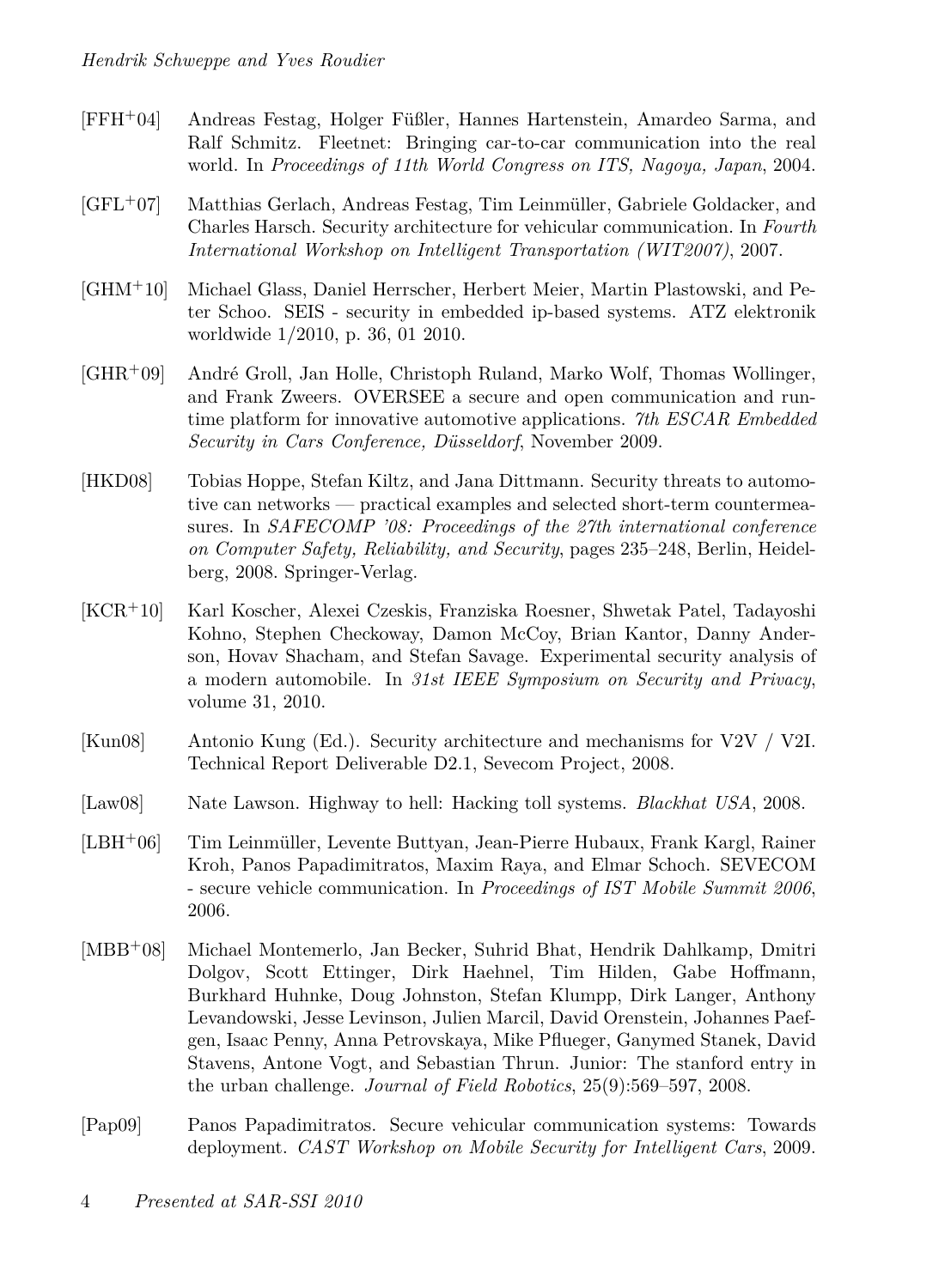[FFH+04] Andreas Festag, Holger Füßler, Hannes Hartenstein, Amardeo Sarma, and Ralf Schmitz. Fleetnet: Bringing car-to-car communication into the real world. In *Proceedings of 11th World Congress on ITS, Nagoya, Japan*, 2004.

[GFL+07] Matthias Gerlach, Andreas Festag, Tim Leinmüller, Gabriele Goldacker, and Charles Harsch. Security architecture for vehicular communication. In *Fourth International Workshop on Intelligent Transportation (WIT2007)*, 2007.

[GHM+10] Michael Glass, Daniel Herrscher, Herbert Meier, Martin Plastowski, and Peter Schoo. SEIS - security in embedded ip-based systems. ATZ elektronik worldwide 1/2010, p. 36, 01 2010.

[GHR+09] André Groll, Jan Holle, Christoph Ruland, Marko Wolf, Thomas Wollinger, and Frank Zweers. OVERSEE a secure and open communication and runtime platform for innovative automotive applications. *7th ESCAR Embedded Security in Cars Conference, Düsseldorf*, November 2009.

[HKD08] Tobias Hoppe, Stefan Kiltz, and Jana Dittmann. Security threats to automotive can networks — practical examples and selected short-term countermeasures. In *SAFECOMP '08: Proceedings of the 27th international conference on Computer Safety, Reliability, and Security*, pages 235–248, Berlin, Heidelberg, 2008. Springer-Verlag.

[KCR+10] Karl Koscher, Alexei Czeskis, Franziska Roesner, Shwetak Patel, Tadayoshi Kohno, Stephen Checkoway, Damon McCoy, Brian Kantor, Danny Anderson, Hovav Shacham, and Stefan Savage. Experimental security analysis of a modern automobile. In *31st IEEE Symposium on Security and Privacy*, volume 31, 2010.

[Kun08] Antonio Kung (Ed.). Security architecture and mechanisms for V2V / V2I. Technical Report Deliverable D2.1, Sevecom Project, 2008.

[Law08] Nate Lawson. Highway to hell: Hacking toll systems. *Blackhat USA*, 2008.

[LBH+06] Tim Leinmüller, Levente Buttyan, Jean-Pierre Hubaux, Frank Kargl, Rainer Kroh, Panos Papadimitratos, Maxim Raya, and Elmar Schoch. SEVECOM - secure vehicle communication. In *Proceedings of IST Mobile Summit 2006*, 2006.

[MBB+08] Michael Montemerlo, Jan Becker, Suhrid Bhat, Hendrik Dahlkamp, Dmitri Dolgov, Scott Ettinger, Dirk Haehnel, Tim Hilden, Gabe Hoffmann, Burkhard Huhnke, Doug Johnston, Stefan Klumpp, Dirk Langer, Anthony Levandowski, Jesse Levinson, Julien Marcil, David Orenstein, Johannes Paefgen, Isaac Penny, Anna Petrovskaya, Mike Pflueger, Ganymed Stanek, David Stavens, Antone Vogt, and Sebastian Thrun. Junior: The stanford entry in the urban challenge. *Journal of Field Robotics*, 25(9):569–597, 2008.

[Pap09] Panos Papadimitratos. Secure vehicular communication systems: Towards deployment. *CAST Workshop on Mobile Security for Intelligent Cars*, 2009.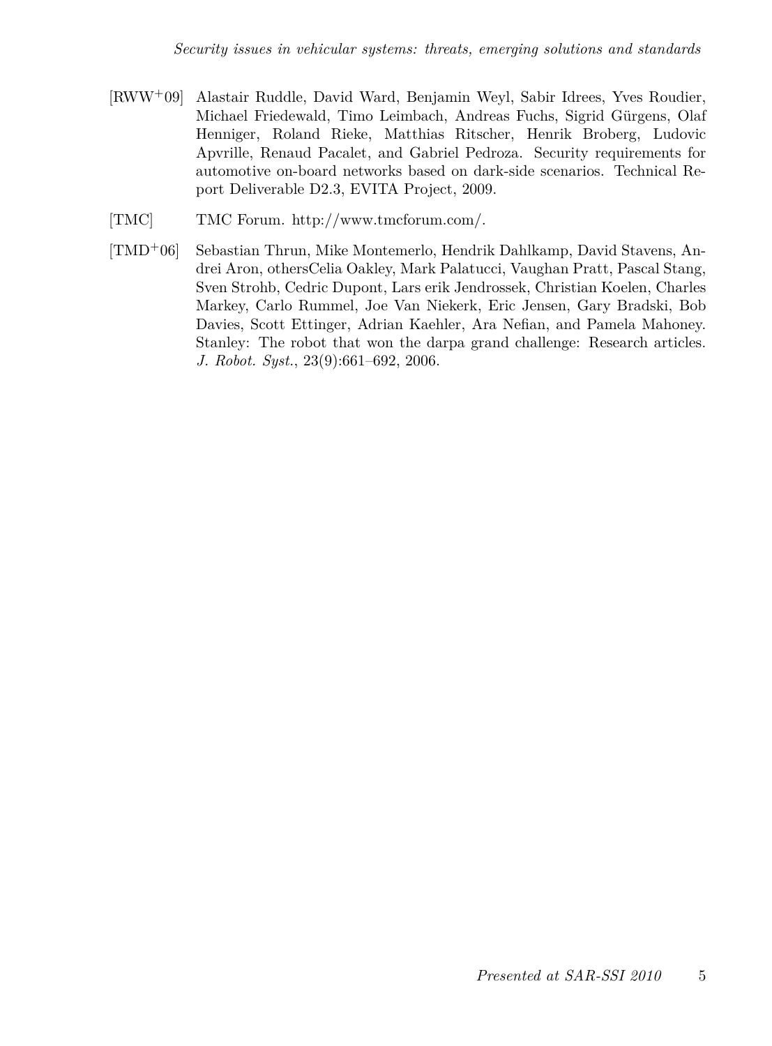[RWW+09] Alastair Ruddle, David Ward, Benjamin Weyl, Sabir Idrees, Yves Roudier, Michael Friedewald, Timo Leimbach, Andreas Fuchs, Sigrid Gürgens, Olaf Henniger, Roland Rieke, Matthias Ritscher, Henrik Broberg, Ludovic Apvrille, Renaud Pacalet, and Gabriel Pedroza. Security requirements for automotive on-board networks based on dark-side scenarios. Technical Report Deliverable D2.3, EVITA Project, 2009.

[TMC] TMC Forum. http://www.tmcforum.com/.

[TMD+06] Sebastian Thrun, Mike Montemerlo, Hendrik Dahlkamp, David Stavens, Andrei Aron, othersCelia Oakley, Mark Palatucci, Vaughan Pratt, Pascal Stang, Sven Strohb, Cedric Dupont, Lars erik Jendrossek, Christian Koelen, Charles Markey, Carlo Rummel, Joe Van Niekerk, Eric Jensen, Gary Bradski, Bob Davies, Scott Ettinger, Adrian Kaehler, Ara Nefian, and Pamela Mahoney. Stanley: The robot that won the darpa grand challenge: Research articles. *J. Robot. Syst.*, 23(9):661–692, 2006.